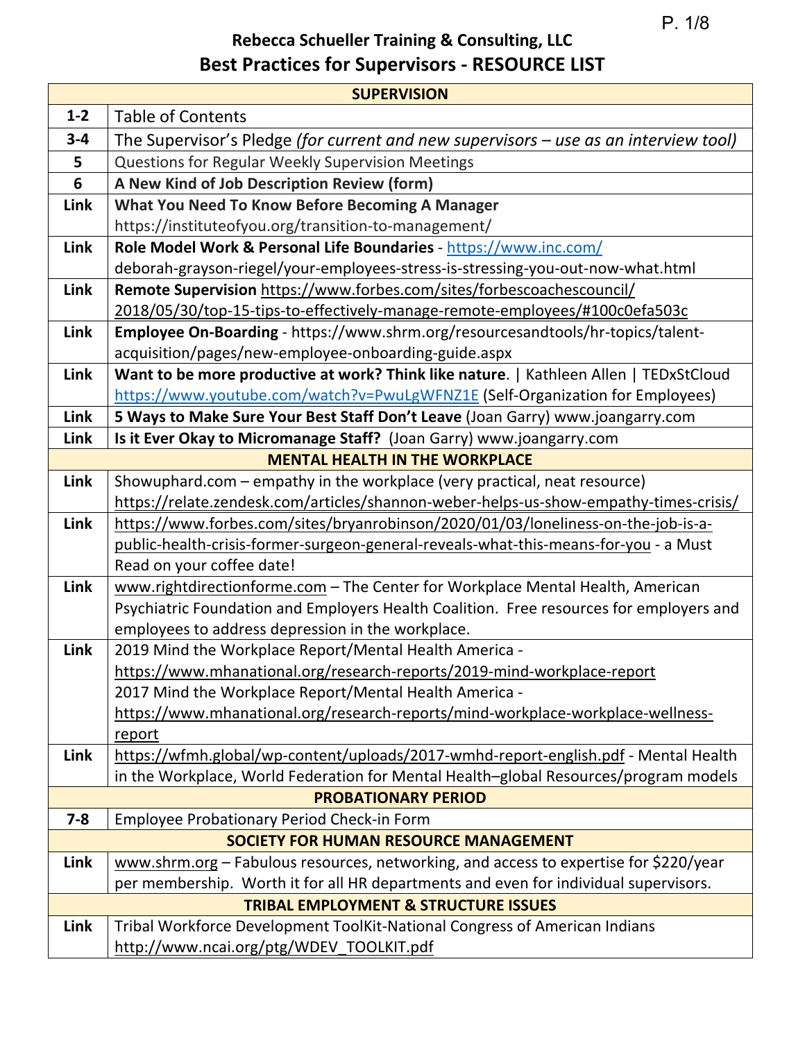# Rebecca Schueller Training & Consulting, LLC

## Best Practices for Supervisors - RESOURCE LIST

| | |
|---|---|
| | **SUPERVISION** |
| **1-2** | Table of Contents |
| **3-4** | The Supervisor's Pledge *(for current and new supervisors – use as an interview tool)* |
| **5** | Questions for Regular Weekly Supervision Meetings |
| **6** | **A New Kind of Job Description Review (form)** |
| **Link** | **What You Need To Know Before Becoming A Manager** https://instituteofyou.org/transition-to-management/ |
| **Link** | **Role Model Work & Personal Life Boundaries** - https://www.inc.com/deborah-grayson-riegel/your-employees-stress-is-stressing-you-out-now-what.html |
| **Link** | **Remote Supervision** https://www.forbes.com/sites/forbescoachescouncil/2018/05/30/top-15-tips-to-effectively-manage-remote-employees/#100c0efa503c |
| **Link** | **Employee On-Boarding** - https://www.shrm.org/resourcesandtools/hr-topics/talent-acquisition/pages/new-employee-onboarding-guide.aspx |
| **Link** | **Want to be more productive at work? Think like nature**. \| Kathleen Allen \| TEDxStCloud https://www.youtube.com/watch?v=PwuLgWFNZ1E (Self-Organization for Employees) |
| **Link** | **5 Ways to Make Sure Your Best Staff Don't Leave** (Joan Garry) www.joangarry.com |
| **Link** | **Is it Ever Okay to Micromanage Staff?** (Joan Garry) www.joangarry.com |
| | **MENTAL HEALTH IN THE WORKPLACE** |
| **Link** | Showuphard.com – empathy in the workplace (very practical, neat resource) https://relate.zendesk.com/articles/shannon-weber-helps-us-show-empathy-times-crisis/ |
| **Link** | https://www.forbes.com/sites/bryanrobinson/2020/01/03/loneliness-on-the-job-is-a-public-health-crisis-former-surgeon-general-reveals-what-this-means-for-you - a Must Read on your coffee date! |
| **Link** | www.rightdirectionforme.com – The Center for Workplace Mental Health, American Psychiatric Foundation and Employers Health Coalition. Free resources for employers and employees to address depression in the workplace. |
| **Link** | 2019 Mind the Workplace Report/Mental Health America - https://www.mhanational.org/research-reports/2019-mind-workplace-report 2017 Mind the Workplace Report/Mental Health America - https://www.mhanational.org/research-reports/mind-workplace-workplace-wellness-report |
| **Link** | https://wfmh.global/wp-content/uploads/2017-wmhd-report-english.pdf - Mental Health in the Workplace, World Federation for Mental Health–global Resources/program models |
| | **PROBATIONARY PERIOD** |
| **7-8** | Employee Probationary Period Check-in Form |
| | **SOCIETY FOR HUMAN RESOURCE MANAGEMENT** |
| **Link** | www.shrm.org – Fabulous resources, networking, and access to expertise for $220/year per membership. Worth it for all HR departments and even for individual supervisors. |
| | **TRIBAL EMPLOYMENT & STRUCTURE ISSUES** |
| **Link** | Tribal Workforce Development ToolKit-National Congress of American Indians http://www.ncai.org/ptg/WDEV_TOOLKIT.pdf |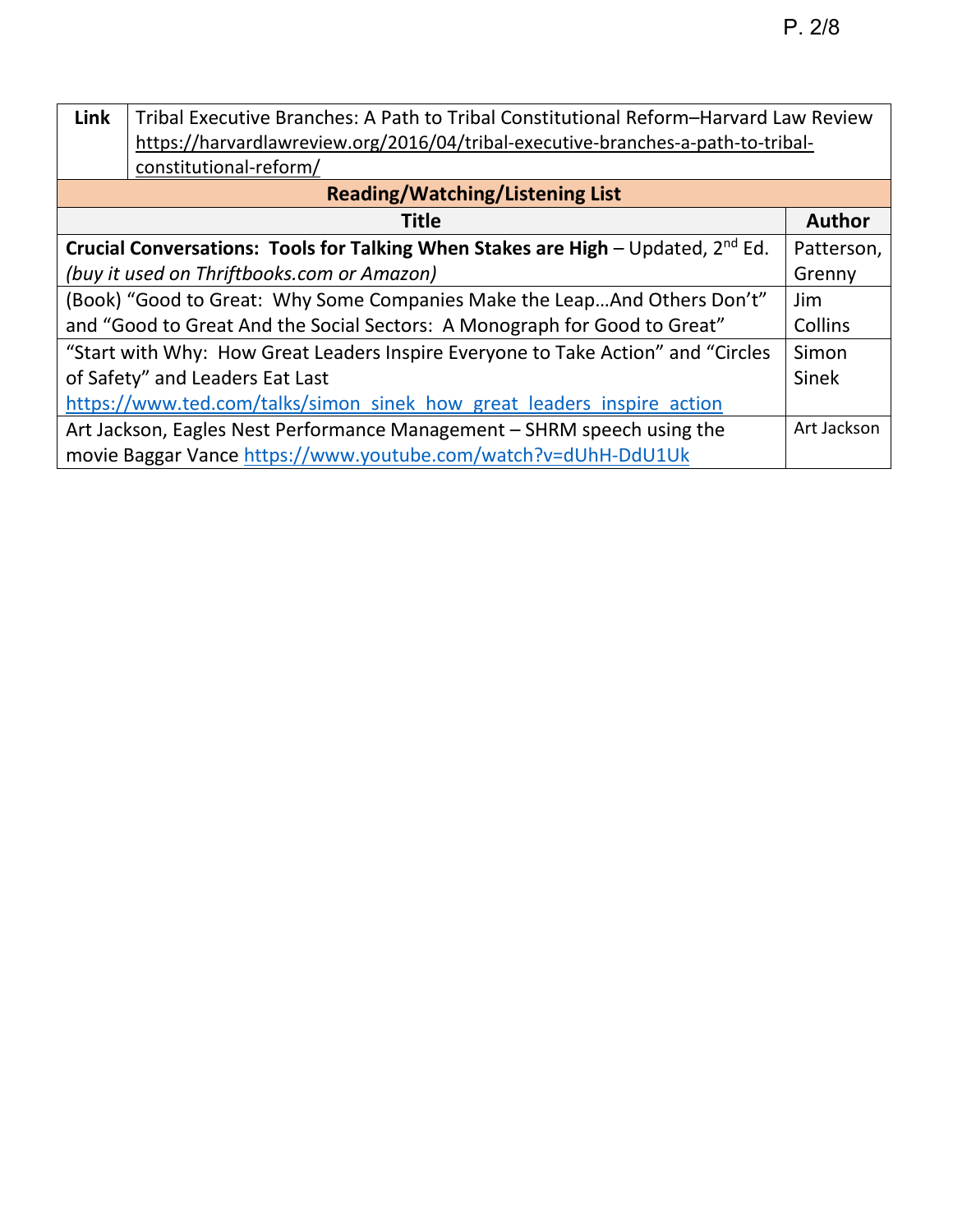| Link | Tribal Executive Branches: A Path to Tribal Constitutional Reform–Harvard Law Review https://harvardlawreview.org/2016/04/tribal-executive-branches-a-path-to-tribal-constitutional-reform/ |
|---|---|

| Reading/Watching/Listening List | |
|---|---|
| **Title** | **Author** |
| **Crucial Conversations: Tools for Talking When Stakes are High** – Updated, 2nd Ed. *(buy it used on Thriftbooks.com or Amazon)* | Patterson, Grenny |
| (Book) "Good to Great: Why Some Companies Make the Leap…And Others Don't" and "Good to Great And the Social Sectors: A Monograph for Good to Great" | Jim Collins |
| "Start with Why: How Great Leaders Inspire Everyone to Take Action" and "Circles of Safety" and Leaders Eat Last https://www.ted.com/talks/simon_sinek_how_great_leaders_inspire_action | Simon Sinek |
| Art Jackson, Eagles Nest Performance Management – SHRM speech using the movie Baggar Vance https://www.youtube.com/watch?v=dUhH-DdU1Uk | Art Jackson |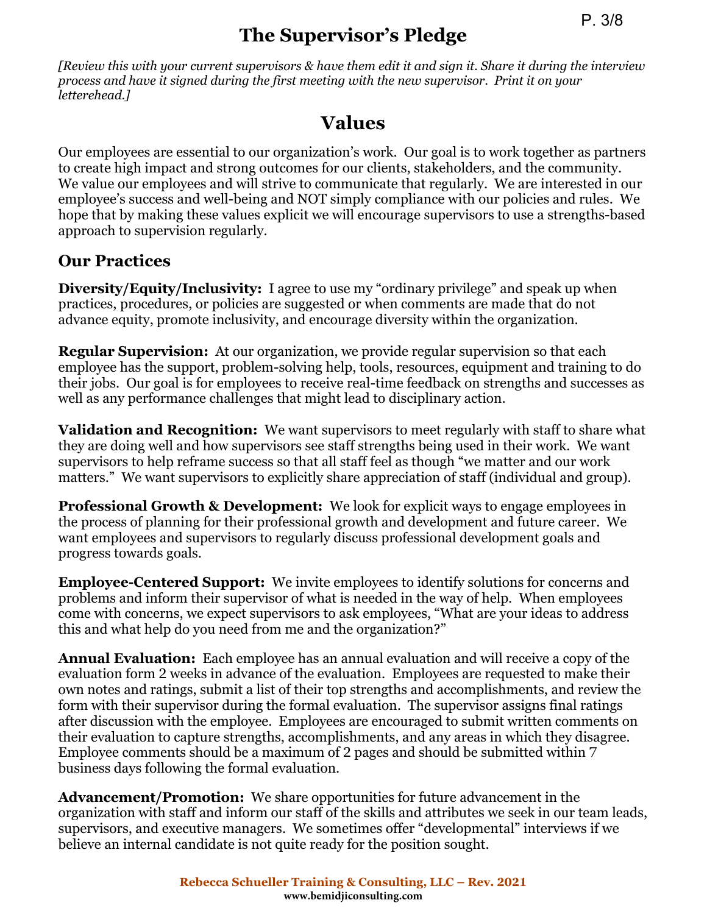# The Supervisor's Pledge

*[Review this with your current supervisors & have them edit it and sign it. Share it during the interview process and have it signed during the first meeting with the new supervisor. Print it on your letterehead.]*

## Values

Our employees are essential to our organization's work. Our goal is to work together as partners to create high impact and strong outcomes for our clients, stakeholders, and the community. We value our employees and will strive to communicate that regularly. We are interested in our employee's success and well-being and NOT simply compliance with our policies and rules. We hope that by making these values explicit we will encourage supervisors to use a strengths-based approach to supervision regularly.

### Our Practices

**Diversity/Equity/Inclusivity:** I agree to use my "ordinary privilege" and speak up when practices, procedures, or policies are suggested or when comments are made that do not advance equity, promote inclusivity, and encourage diversity within the organization.

**Regular Supervision:** At our organization, we provide regular supervision so that each employee has the support, problem-solving help, tools, resources, equipment and training to do their jobs. Our goal is for employees to receive real-time feedback on strengths and successes as well as any performance challenges that might lead to disciplinary action.

**Validation and Recognition:** We want supervisors to meet regularly with staff to share what they are doing well and how supervisors see staff strengths being used in their work. We want supervisors to help reframe success so that all staff feel as though "we matter and our work matters." We want supervisors to explicitly share appreciation of staff (individual and group).

**Professional Growth & Development:** We look for explicit ways to engage employees in the process of planning for their professional growth and development and future career. We want employees and supervisors to regularly discuss professional development goals and progress towards goals.

**Employee-Centered Support:** We invite employees to identify solutions for concerns and problems and inform their supervisor of what is needed in the way of help. When employees come with concerns, we expect supervisors to ask employees, "What are your ideas to address this and what help do you need from me and the organization?"

**Annual Evaluation:** Each employee has an annual evaluation and will receive a copy of the evaluation form 2 weeks in advance of the evaluation. Employees are requested to make their own notes and ratings, submit a list of their top strengths and accomplishments, and review the form with their supervisor during the formal evaluation. The supervisor assigns final ratings after discussion with the employee. Employees are encouraged to submit written comments on their evaluation to capture strengths, accomplishments, and any areas in which they disagree. Employee comments should be a maximum of 2 pages and should be submitted within 7 business days following the formal evaluation.

**Advancement/Promotion:** We share opportunities for future advancement in the organization with staff and inform our staff of the skills and attributes we seek in our team leads, supervisors, and executive managers. We sometimes offer "developmental" interviews if we believe an internal candidate is not quite ready for the position sought.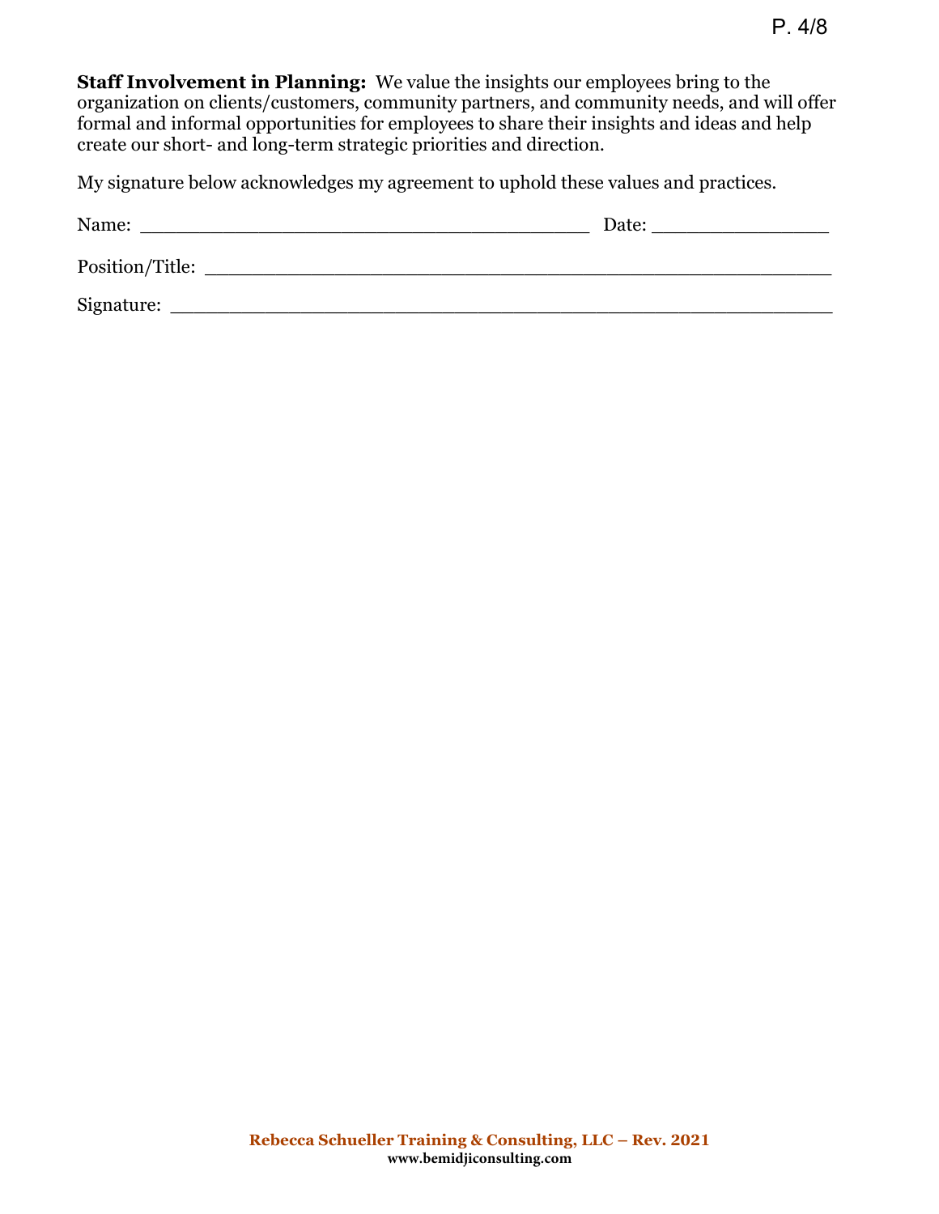**Staff Involvement in Planning:** We value the insights our employees bring to the organization on clients/customers, community partners, and community needs, and will offer formal and informal opportunities for employees to share their insights and ideas and help create our short- and long-term strategic priorities and direction.

My signature below acknowledges my agreement to uphold these values and practices.

Name: ________________________________________ Date: ________________

Position/Title: ________________________________________________________

Signature: ____________________________________________________________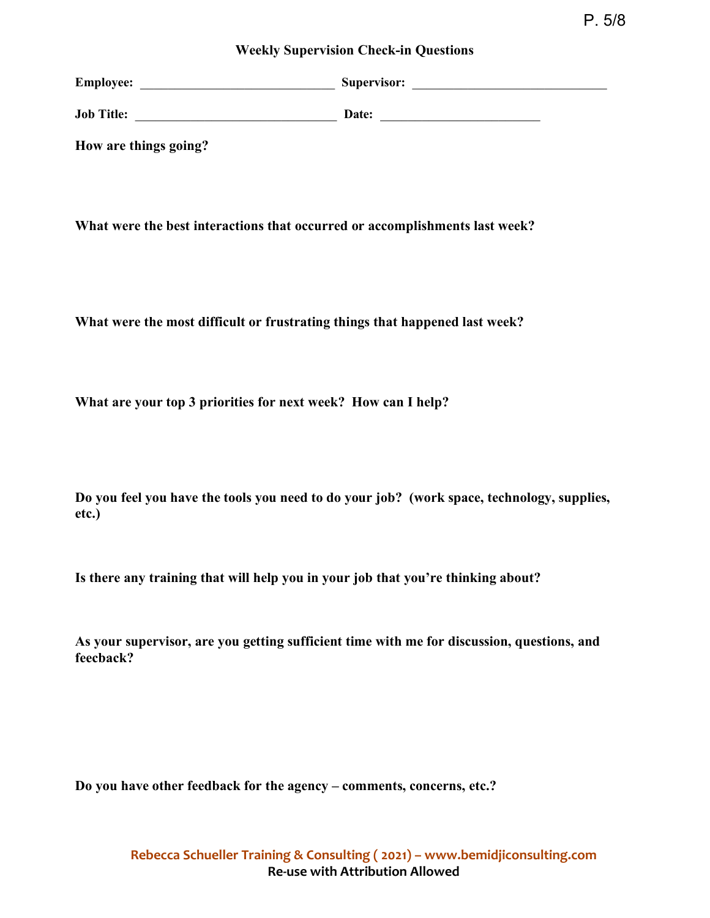## Weekly Supervision Check-in Questions

**Employee:** ______________________________ **Supervisor:** ______________________________

**Job Title:** ______________________________ **Date:** ________________________

**How are things going?**

**What were the best interactions that occurred or accomplishments last week?**

**What were the most difficult or frustrating things that happened last week?**

**What are your top 3 priorities for next week? How can I help?**

**Do you feel you have the tools you need to do your job? (work space, technology, supplies, etc.)**

**Is there any training that will help you in your job that you're thinking about?**

**As your supervisor, are you getting sufficient time with me for discussion, questions, and feecback?**

**Do you have other feedback for the agency – comments, concerns, etc.?**

**Rebecca Schueller Training & Consulting ( 2021) – www.bemidjiconsulting.com**
**Re-use with Attribution Allowed**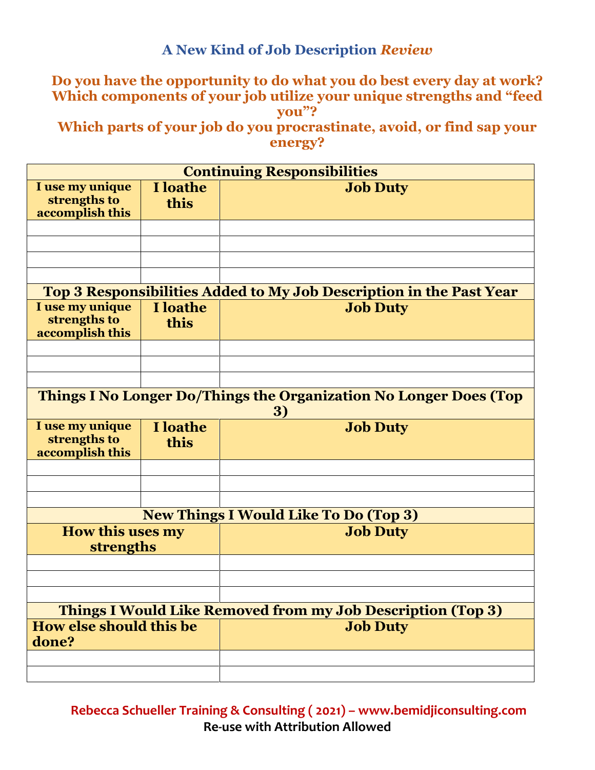# A New Kind of Job Description *Review*

**Do you have the opportunity to do what you do best every day at work? Which components of your job utilize your unique strengths and "feed you"? Which parts of your job do you procrastinate, avoid, or find sap your energy?**

| Continuing Responsibilities | | |
|---|---|---|
| **I use my unique strengths to accomplish this** | **I loathe this** | **Job Duty** |
| | | |
| | | |
| | | |
| | | |

| Top 3 Responsibilities Added to My Job Description in the Past Year | | |
|---|---|---|
| **I use my unique strengths to accomplish this** | **I loathe this** | **Job Duty** |
| | | |
| | | |
| | | |

| Things I No Longer Do/Things the Organization No Longer Does (Top 3) | | |
|---|---|---|
| **I use my unique strengths to accomplish this** | **I loathe this** | **Job Duty** |
| | | |
| | | |
| | | |

| New Things I Would Like To Do (Top 3) | |
|---|---|
| **How this uses my strengths** | **Job Duty** |
| | |
| | |
| | |

| Things I Would Like Removed from my Job Description (Top 3) | |
|---|---|
| **How else should this be done?** | **Job Duty** |
| | |
| | |

**Rebecca Schueller Training & Consulting ( 2021) – www.bemidjiconsulting.com**
**Re-use with Attribution Allowed**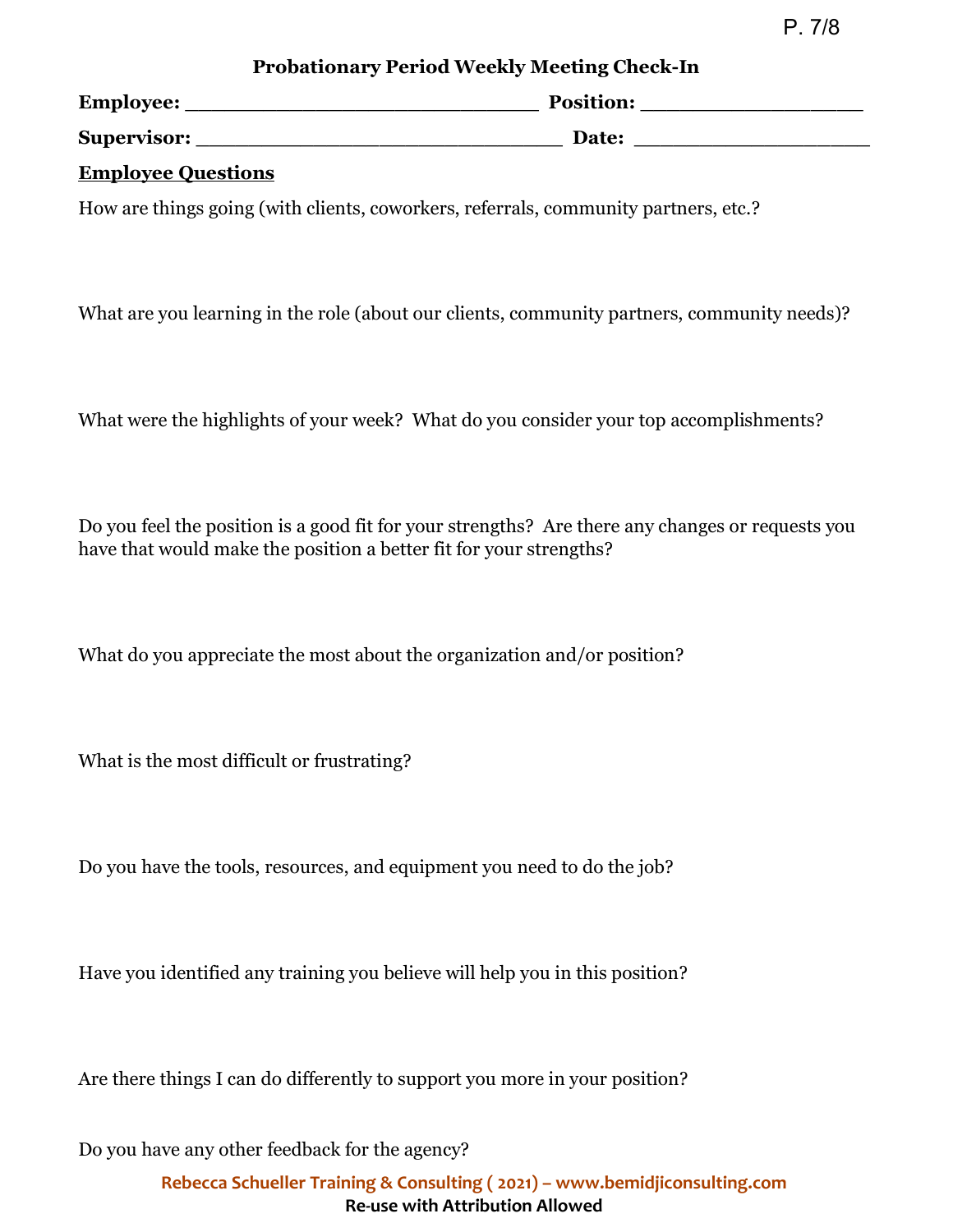# Probationary Period Weekly Meeting Check-In

**Employee:** ______________________________ **Position:** ___________________

**Supervisor:** _______________________________ **Date:** ____________________

**Employee Questions**

How are things going (with clients, coworkers, referrals, community partners, etc.?

What are you learning in the role (about our clients, community partners, community needs)?

What were the highlights of your week? What do you consider your top accomplishments?

Do you feel the position is a good fit for your strengths? Are there any changes or requests you have that would make the position a better fit for your strengths?

What do you appreciate the most about the organization and/or position?

What is the most difficult or frustrating?

Do you have the tools, resources, and equipment you need to do the job?

Have you identified any training you believe will help you in this position?

Are there things I can do differently to support you more in your position?

Do you have any other feedback for the agency?

Rebecca Schueller Training & Consulting ( 2021) – www.bemidjiconsulting.com

**Re-use with Attribution Allowed**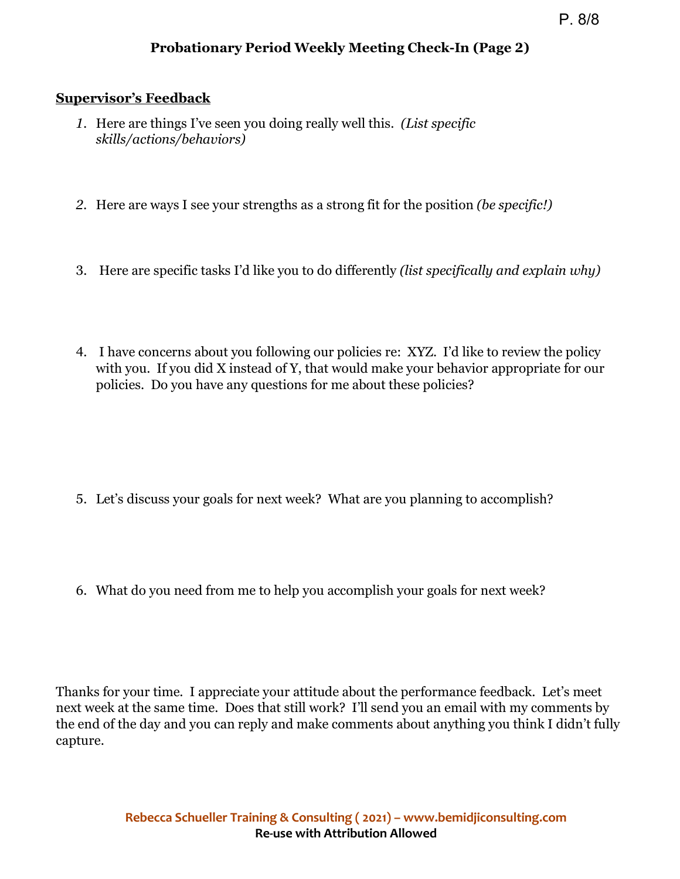## Probationary Period Weekly Meeting Check-In (Page 2)

**Supervisor's Feedback**

1. Here are things I've seen you doing really well this. *(List specific skills/actions/behaviors)*

2. Here are ways I see your strengths as a strong fit for the position *(be specific!)*

3. Here are specific tasks I'd like you to do differently *(list specifically and explain why)*

4. I have concerns about you following our policies re: XYZ. I'd like to review the policy with you. If you did X instead of Y, that would make your behavior appropriate for our policies. Do you have any questions for me about these policies?

5. Let's discuss your goals for next week? What are you planning to accomplish?

6. What do you need from me to help you accomplish your goals for next week?

Thanks for your time. I appreciate your attitude about the performance feedback. Let's meet next week at the same time. Does that still work? I'll send you an email with my comments by the end of the day and you can reply and make comments about anything you think I didn't fully capture.

**Rebecca Schueller Training & Consulting ( 2021) – www.bemidjiconsulting.com**
**Re-use with Attribution Allowed**